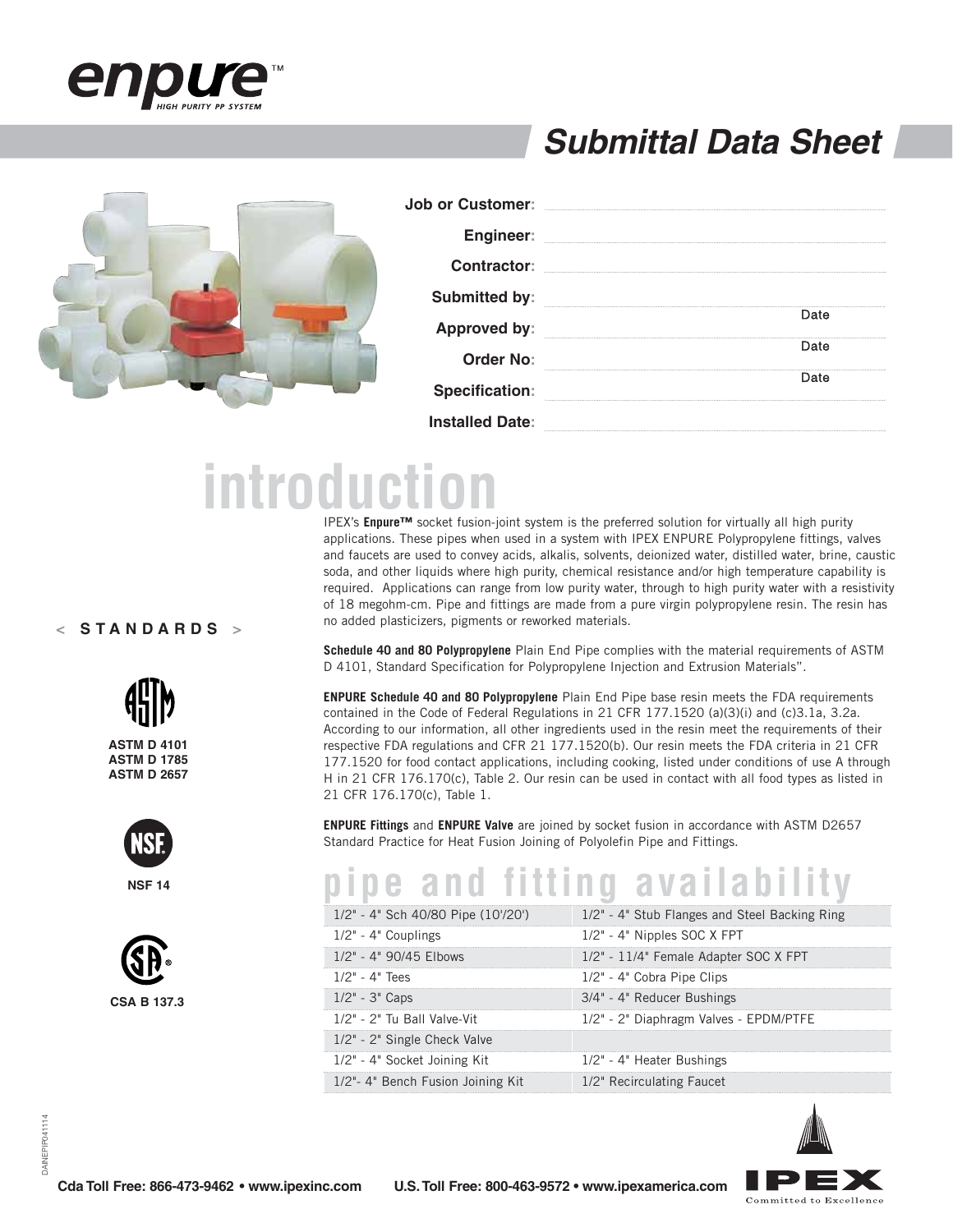enpure™
HIGH PURITY PP SYSTEM

# Submittal Data Sheet

**Job or Customer:**

**Engineer:**

**Contractor:**

**Submitted by:** Date

**Approved by:** Date

**Order No:** Date

**Specification:**

**Installed Date:**

## introduction

IPEX's **Enpure™** socket fusion-joint system is the preferred solution for virtually all high purity applications. These pipes when used in a system with IPEX ENPURE Polypropylene fittings, valves and faucets are used to convey acids, alkalis, solvents, deionized water, distilled water, brine, caustic soda, and other liquids where high purity, chemical resistance and/or high temperature capability is required. Applications can range from low purity water, through to high purity water with a resistivity of 18 megohm-cm. Pipe and fittings are made from a pure virgin polypropylene resin. The resin has no added plasticizers, pigments or reworked materials.

**Schedule 40 and 80 Polypropylene** Plain End Pipe complies with the material requirements of ASTM D 4101, Standard Specification for Polypropylene Injection and Extrusion Materials".

**ENPURE Schedule 40 and 80 Polypropylene** Plain End Pipe base resin meets the FDA requirements contained in the Code of Federal Regulations in 21 CFR 177.1520 (a)(3)(i) and (c)3.1a, 3.2a. According to our information, all other ingredients used in the resin meet the requirements of their respective FDA regulations and CFR 21 177.1520(b). Our resin meets the FDA criteria in 21 CFR 177.1520 for food contact applications, including cooking, listed under conditions of use A through H in 21 CFR 176.170(c), Table 2. Our resin can be used in contact with all food types as listed in 21 CFR 176.170(c), Table 1.

**ENPURE Fittings** and **ENPURE Valve** are joined by socket fusion in accordance with ASTM D2657 Standard Practice for Heat Fusion Joining of Polyolefin Pipe and Fittings.

### < STANDARDS >

ASTM D 4101
ASTM D 1785
ASTM D 2657

NSF 14

CSA B 137.3

## pipe and fitting availability

| | |
|---|---|
| 1/2" - 4" Sch 40/80 Pipe (10'/20') | 1/2" - 4" Stub Flanges and Steel Backing Ring |
| 1/2" - 4" Couplings | 1/2" - 4" Nipples SOC X FPT |
| 1/2" - 4" 90/45 Elbows | 1/2" - 11/4" Female Adapter SOC X FPT |
| 1/2" - 4" Tees | 1/2" - 4" Cobra Pipe Clips |
| 1/2" - 3" Caps | 3/4" - 4" Reducer Bushings |
| 1/2" - 2" Tu Ball Valve-Vit | 1/2" - 2" Diaphragm Valves - EPDM/PTFE |
| 1/2" - 2" Single Check Valve | |
| 1/2" - 4" Socket Joining Kit | 1/2" - 4" Heater Bushings |
| 1/2"- 4" Bench Fusion Joining Kit | 1/2" Recirculating Faucet |

DAINEPIP041114

Cda Toll Free: 866-473-9462 • www.ipexinc.com U.S. Toll Free: 800-463-9572 • www.ipexamerica.com

IPEX Committed to Excellence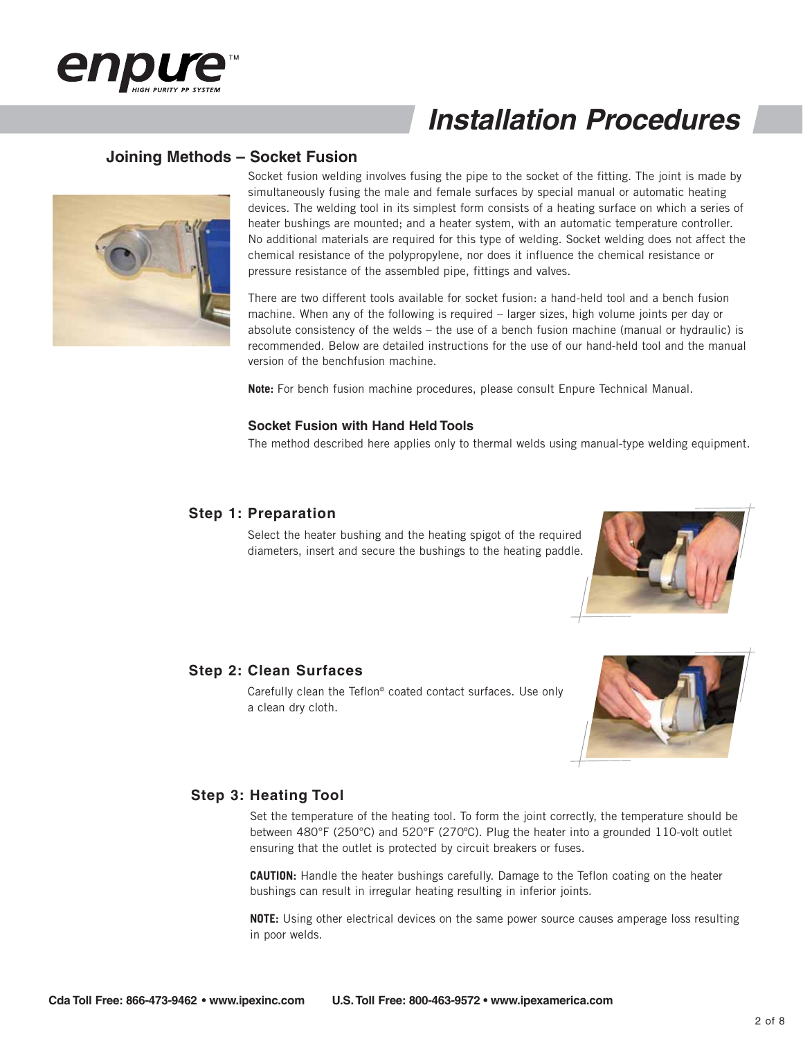## Installation Procedures

### Joining Methods – Socket Fusion

Socket fusion welding involves fusing the pipe to the socket of the fitting. The joint is made by simultaneously fusing the male and female surfaces by special manual or automatic heating devices. The welding tool in its simplest form consists of a heating surface on which a series of heater bushings are mounted; and a heater system, with an automatic temperature controller. No additional materials are required for this type of welding. Socket welding does not affect the chemical resistance of the polypropylene, nor does it influence the chemical resistance or pressure resistance of the assembled pipe, fittings and valves.

There are two different tools available for socket fusion: a hand-held tool and a bench fusion machine. When any of the following is required – larger sizes, high volume joints per day or absolute consistency of the welds – the use of a bench fusion machine (manual or hydraulic) is recommended. Below are detailed instructions for the use of our hand-held tool and the manual version of the benchfusion machine.

**Note:** For bench fusion machine procedures, please consult Enpure Technical Manual.

#### Socket Fusion with Hand Held Tools

The method described here applies only to thermal welds using manual-type welding equipment.

### Step 1: Preparation

Select the heater bushing and the heating spigot of the required diameters, insert and secure the bushings to the heating paddle.

### Step 2: Clean Surfaces

Carefully clean the Teflon© coated contact surfaces. Use only a clean dry cloth.

### Step 3: Heating Tool

Set the temperature of the heating tool. To form the joint correctly, the temperature should be between 480°F (250°C) and 520°F (270ºC). Plug the heater into a grounded 110-volt outlet ensuring that the outlet is protected by circuit breakers or fuses.

**CAUTION:** Handle the heater bushings carefully. Damage to the Teflon coating on the heater bushings can result in irregular heating resulting in inferior joints.

**NOTE:** Using other electrical devices on the same power source causes amperage loss resulting in poor welds.

Cda Toll Free: 866-473-9462 • www.ipexinc.com U.S. Toll Free: 800-463-9572 • www.ipexamerica.com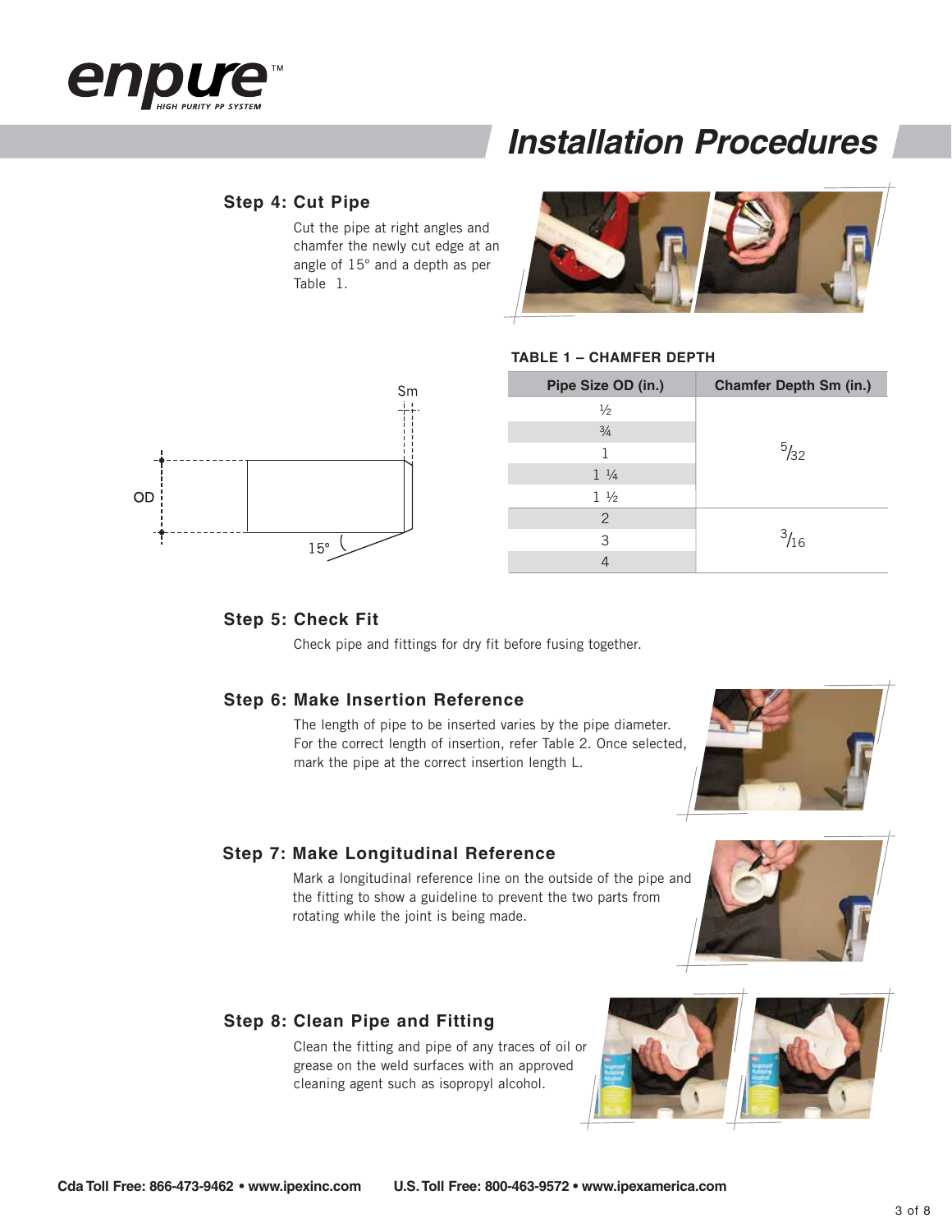## Installation Procedures

### Step 4: Cut Pipe

Cut the pipe at right angles and chamfer the newly cut edge at an angle of 15° and a depth as per Table 1.

**TABLE 1 – CHAMFER DEPTH**

| Pipe Size OD (in.) | Chamfer Depth Sm (in.) |
|---|---|
| ½ | 5/32 |
| ¾ | 5/32 |
| 1 | 5/32 |
| 1 ¼ | 5/32 |
| 1 ½ | 5/32 |
| 2 | 3/16 |
| 3 | 3/16 |
| 4 | 3/16 |

### Step 5: Check Fit

Check pipe and fittings for dry fit before fusing together.

### Step 6: Make Insertion Reference

The length of pipe to be inserted varies by the pipe diameter. For the correct length of insertion, refer Table 2. Once selected, mark the pipe at the correct insertion length L.

### Step 7: Make Longitudinal Reference

Mark a longitudinal reference line on the outside of the pipe and the fitting to show a guideline to prevent the two parts from rotating while the joint is being made.

### Step 8: Clean Pipe and Fitting

Clean the fitting and pipe of any traces of oil or grease on the weld surfaces with an approved cleaning agent such as isopropyl alcohol.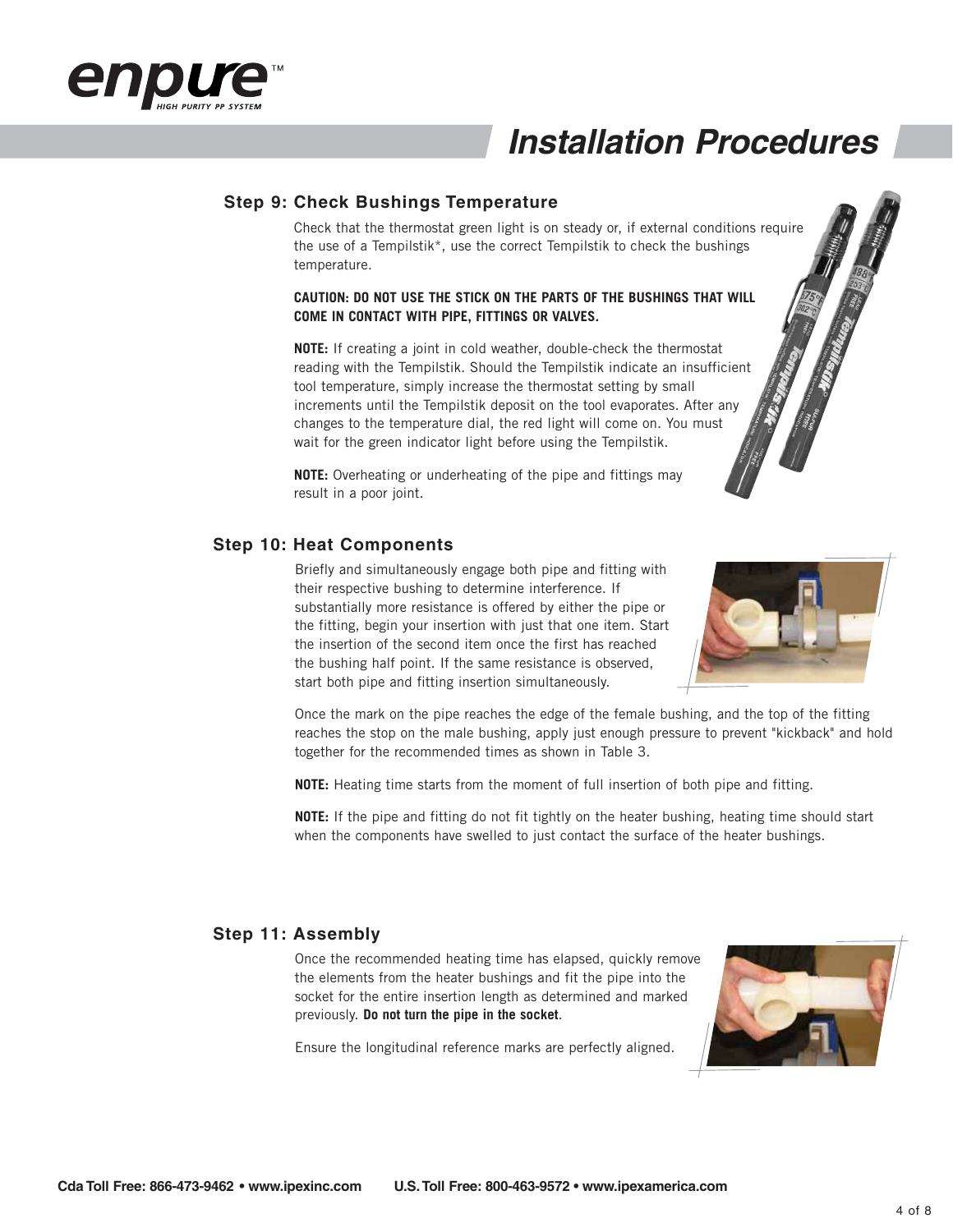# Installation Procedures

## Step 9: Check Bushings Temperature

Check that the thermostat green light is on steady or, if external conditions require the use of a Tempilstik*, use the correct Tempilstik to check the bushings temperature.

**CAUTION: DO NOT USE THE STICK ON THE PARTS OF THE BUSHINGS THAT WILL COME IN CONTACT WITH PIPE, FITTINGS OR VALVES.**

**NOTE:** If creating a joint in cold weather, double-check the thermostat reading with the Tempilstik. Should the Tempilstik indicate an insufficient tool temperature, simply increase the thermostat setting by small increments until the Tempilstik deposit on the tool evaporates. After any changes to the temperature dial, the red light will come on. You must wait for the green indicator light before using the Tempilstik.

**NOTE:** Overheating or underheating of the pipe and fittings may result in a poor joint.

## Step 10: Heat Components

Briefly and simultaneously engage both pipe and fitting with their respective bushing to determine interference. If substantially more resistance is offered by either the pipe or the fitting, begin your insertion with just that one item. Start the insertion of the second item once the first has reached the bushing half point. If the same resistance is observed, start both pipe and fitting insertion simultaneously.

Once the mark on the pipe reaches the edge of the female bushing, and the top of the fitting reaches the stop on the male bushing, apply just enough pressure to prevent "kickback" and hold together for the recommended times as shown in Table 3.

**NOTE:** Heating time starts from the moment of full insertion of both pipe and fitting.

**NOTE:** If the pipe and fitting do not fit tightly on the heater bushing, heating time should start when the components have swelled to just contact the surface of the heater bushings.

## Step 11: Assembly

Once the recommended heating time has elapsed, quickly remove the elements from the heater bushings and fit the pipe into the socket for the entire insertion length as determined and marked previously. **Do not turn the pipe in the socket**.

Ensure the longitudinal reference marks are perfectly aligned.

Cda Toll Free: 866-473-9462 • www.ipexinc.com U.S. Toll Free: 800-463-9572 • www.ipexamerica.com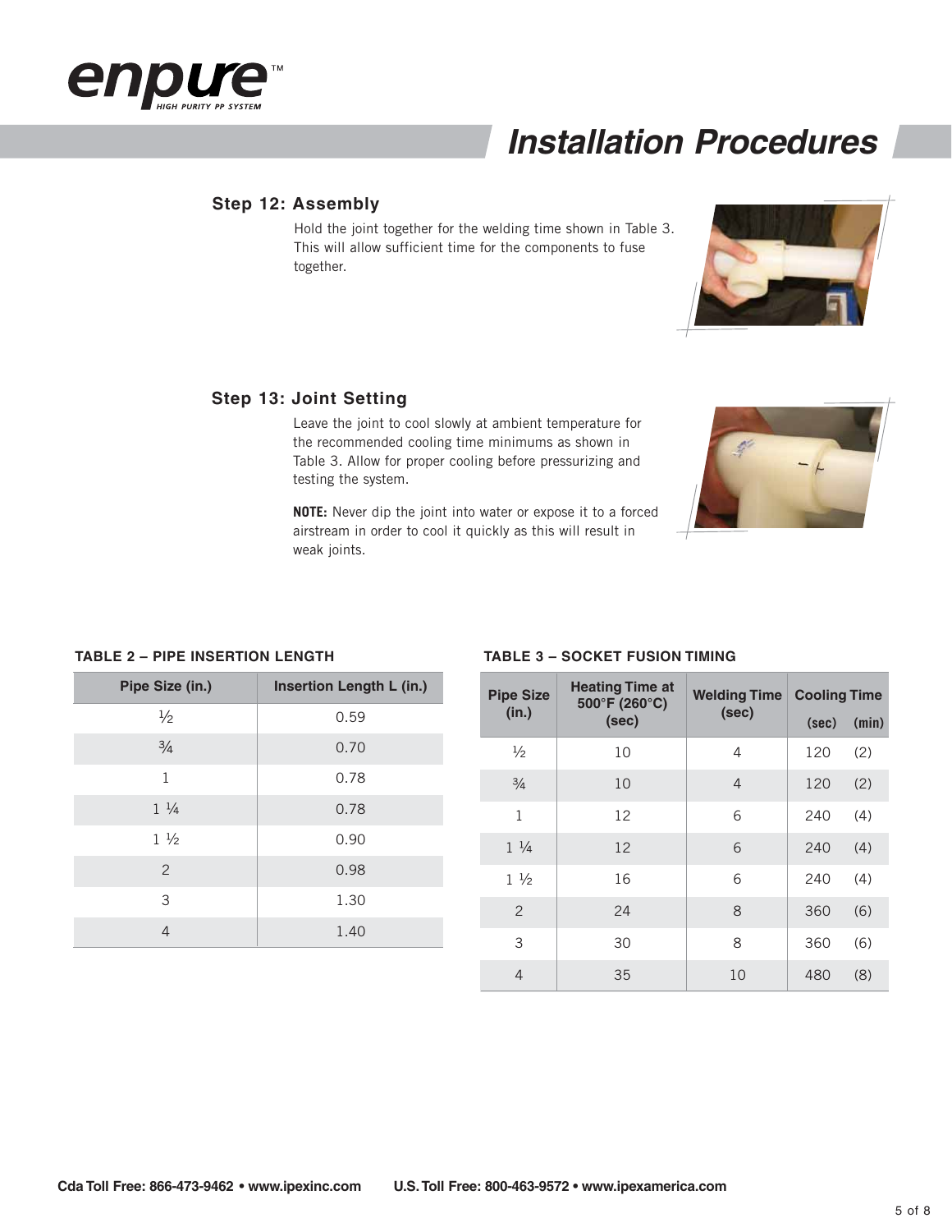# Installation Procedures

### Step 12: Assembly

Hold the joint together for the welding time shown in Table 3. This will allow sufficient time for the components to fuse together.

### Step 13: Joint Setting

Leave the joint to cool slowly at ambient temperature for the recommended cooling time minimums as shown in Table 3. Allow for proper cooling before pressurizing and testing the system.

**NOTE:** Never dip the joint into water or expose it to a forced airstream in order to cool it quickly as this will result in weak joints.

**TABLE 2 – PIPE INSERTION LENGTH**

| Pipe Size (in.) | Insertion Length L (in.) |
|---|---|
| ½ | 0.59 |
| ¾ | 0.70 |
| 1 | 0.78 |
| 1 ¼ | 0.78 |
| 1 ½ | 0.90 |
| 2 | 0.98 |
| 3 | 1.30 |
| 4 | 1.40 |

**TABLE 3 – SOCKET FUSION TIMING**

| Pipe Size (in.) | Heating Time at 500°F (260°C) (sec) | Welding Time (sec) | Cooling Time | |
|---|---|---|---|---|
| | | | (sec) | (min) |
| ½ | 10 | 4 | 120 | (2) |
| ¾ | 10 | 4 | 120 | (2) |
| 1 | 12 | 6 | 240 | (4) |
| 1 ¼ | 12 | 6 | 240 | (4) |
| 1 ½ | 16 | 6 | 240 | (4) |
| 2 | 24 | 8 | 360 | (6) |
| 3 | 30 | 8 | 360 | (6) |
| 4 | 35 | 10 | 480 | (8) |

Cda Toll Free: 866-473-9462 • www.ipexinc.com U.S. Toll Free: 800-463-9572 • www.ipexamerica.com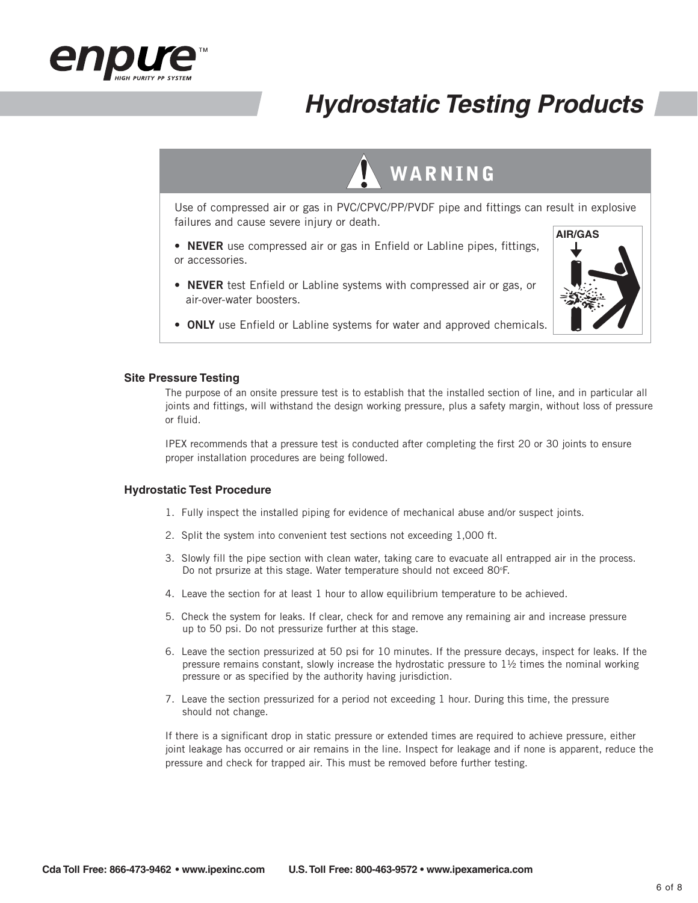# Hydrostatic Testing Products

## WARNING

Use of compressed air or gas in PVC/CPVC/PP/PVDF pipe and fittings can result in explosive failures and cause severe injury or death.

- **NEVER** use compressed air or gas in Enfield or Labline pipes, fittings, or accessories.
- **NEVER** test Enfield or Labline systems with compressed air or gas, or air-over-water boosters.
- **ONLY** use Enfield or Labline systems for water and approved chemicals.

AIR/GAS

### Site Pressure Testing

The purpose of an onsite pressure test is to establish that the installed section of line, and in particular all joints and fittings, will withstand the design working pressure, plus a safety margin, without loss of pressure or fluid.

IPEX recommends that a pressure test is conducted after completing the first 20 or 30 joints to ensure proper installation procedures are being followed.

### Hydrostatic Test Procedure

1. Fully inspect the installed piping for evidence of mechanical abuse and/or suspect joints.
2. Split the system into convenient test sections not exceeding 1,000 ft.
3. Slowly fill the pipe section with clean water, taking care to evacuate all entrapped air in the process. Do not prsurize at this stage. Water temperature should not exceed 80°F.
4. Leave the section for at least 1 hour to allow equilibrium temperature to be achieved.
5. Check the system for leaks. If clear, check for and remove any remaining air and increase pressure up to 50 psi. Do not pressurize further at this stage.
6. Leave the section pressurized at 50 psi for 10 minutes. If the pressure decays, inspect for leaks. If the pressure remains constant, slowly increase the hydrostatic pressure to 1½ times the nominal working pressure or as specified by the authority having jurisdiction.
7. Leave the section pressurized for a period not exceeding 1 hour. During this time, the pressure should not change.

If there is a significant drop in static pressure or extended times are required to achieve pressure, either joint leakage has occurred or air remains in the line. Inspect for leakage and if none is apparent, reduce the pressure and check for trapped air. This must be removed before further testing.

Cda Toll Free: 866-473-9462 • www.ipexinc.com U.S. Toll Free: 800-463-9572 • www.ipexamerica.com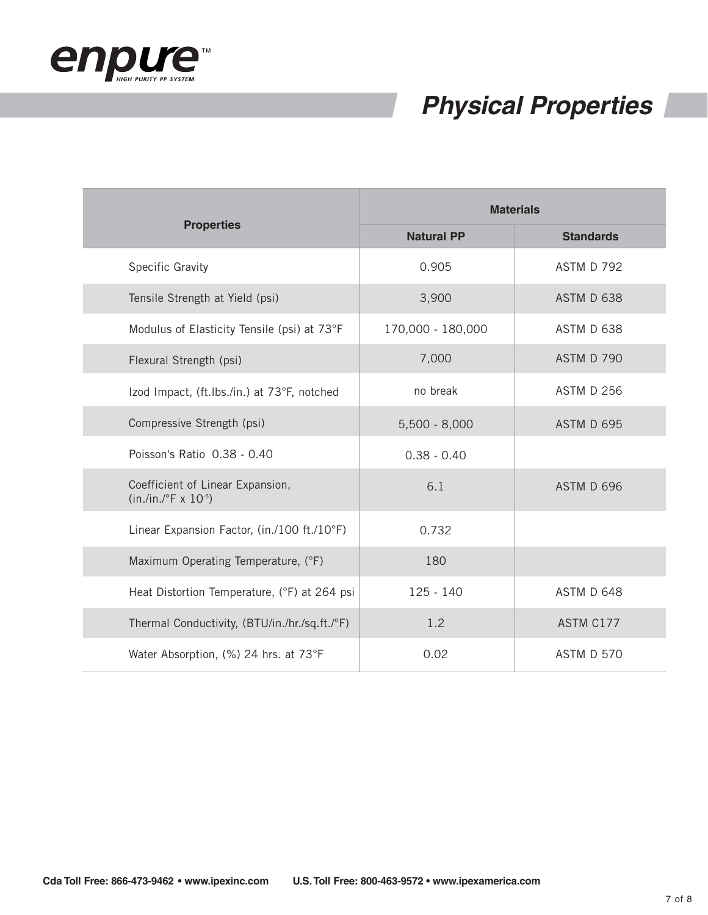# Physical Properties

| Properties | Materials | |
|---|---|---|
| | Natural PP | Standards |
| Specific Gravity | 0.905 | ASTM D 792 |
| Tensile Strength at Yield (psi) | 3,900 | ASTM D 638 |
| Modulus of Elasticity Tensile (psi) at 73°F | 170,000 - 180,000 | ASTM D 638 |
| Flexural Strength (psi) | 7,000 | ASTM D 790 |
| Izod Impact, (ft.lbs./in.) at 73°F, notched | no break | ASTM D 256 |
| Compressive Strength (psi) | 5,500 - 8,000 | ASTM D 695 |
| Poisson's Ratio 0.38 - 0.40 | 0.38 - 0.40 | |
| Coefficient of Linear Expansion, (in./in./°F x $10^{-5}$) | 6.1 | ASTM D 696 |
| Linear Expansion Factor, (in./100 ft./10°F) | 0.732 | |
| Maximum Operating Temperature, (°F) | 180 | |
| Heat Distortion Temperature, (°F) at 264 psi | 125 - 140 | ASTM D 648 |
| Thermal Conductivity, (BTU/in./hr./sq.ft./°F) | 1.2 | ASTM C177 |
| Water Absorption, (%) 24 hrs. at 73°F | 0.02 | ASTM D 570 |

**Cda Toll Free: 866-473-9462 • www.ipexinc.com U.S. Toll Free: 800-463-9572 • www.ipexamerica.com**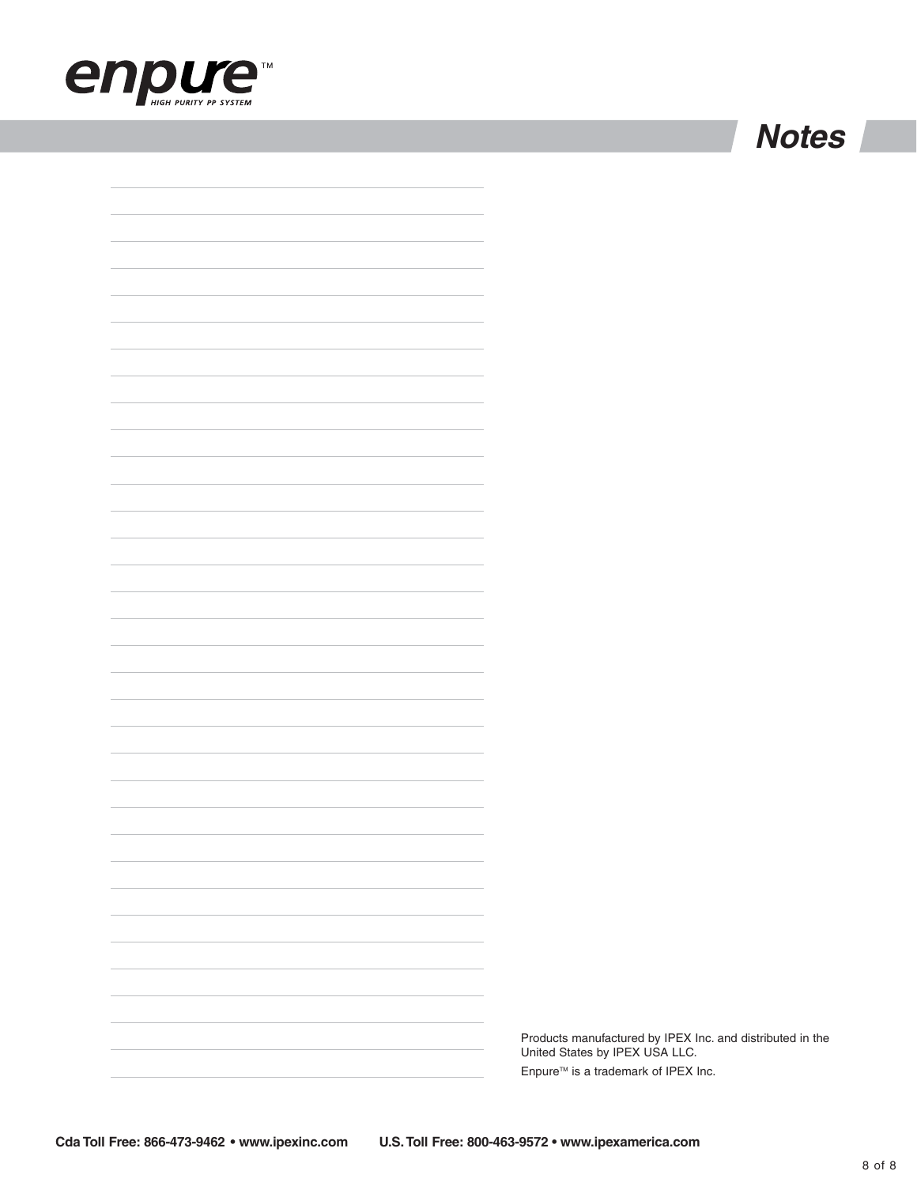# Notes

Products manufactured by IPEX Inc. and distributed in the United States by IPEX USA LLC.

Enpure™ is a trademark of IPEX Inc.

**Cda Toll Free: 866-473-9462 • www.ipexinc.com U.S. Toll Free: 800-463-9572 • www.ipexamerica.com**